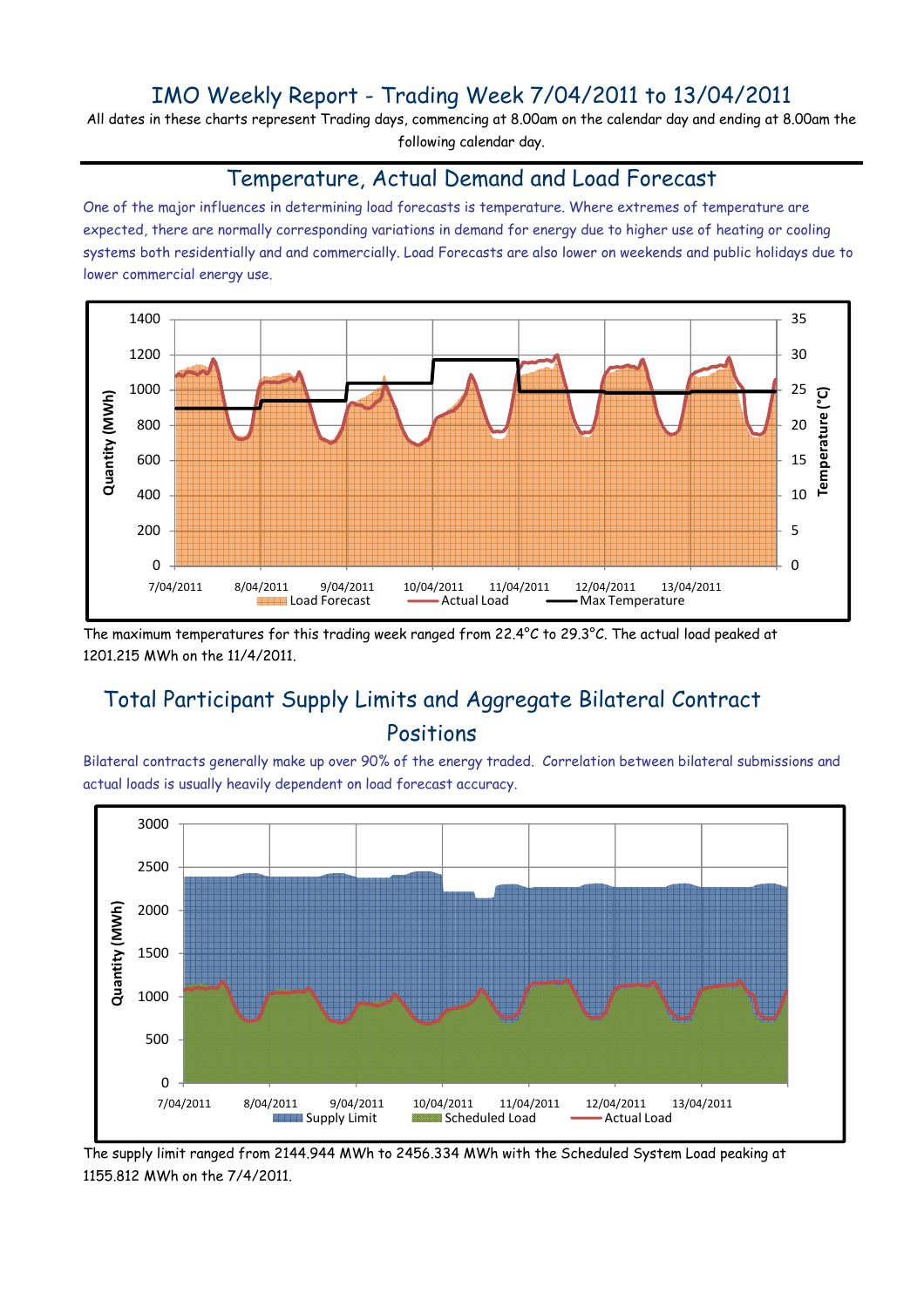# IMO Weekly Report - Trading Week 7/04/2011 to 13/04/2011

All dates in these charts represent Trading days, commencing at 8.00am on the calendar day and ending at 8.00am the following calendar day.

## Temperature, Actual Demand and Load Forecast

One of the major influences in determining load forecasts is temperature. Where extremes of temperature are expected, there are normally corresponding variations in demand for energy due to higher use of heating or cooling systems both residentially and and commercially. Load Forecasts are also lower on weekends and public holidays due to lower commercial energy use.

The maximum temperatures for this trading week ranged from 22.4°C to 29.3°C. The actual load peaked at 1201.215 MWh on the 11/4/2011.

## Total Participant Supply Limits and Aggregate Bilateral Contract Positions

Bilateral contracts generally make up over 90% of the energy traded. Correlation between bilateral submissions and actual loads is usually heavily dependent on load forecast accuracy.

The supply limit ranged from 2144.944 MWh to 2456.334 MWh with the Scheduled System Load peaking at 1155.812 MWh on the 7/4/2011.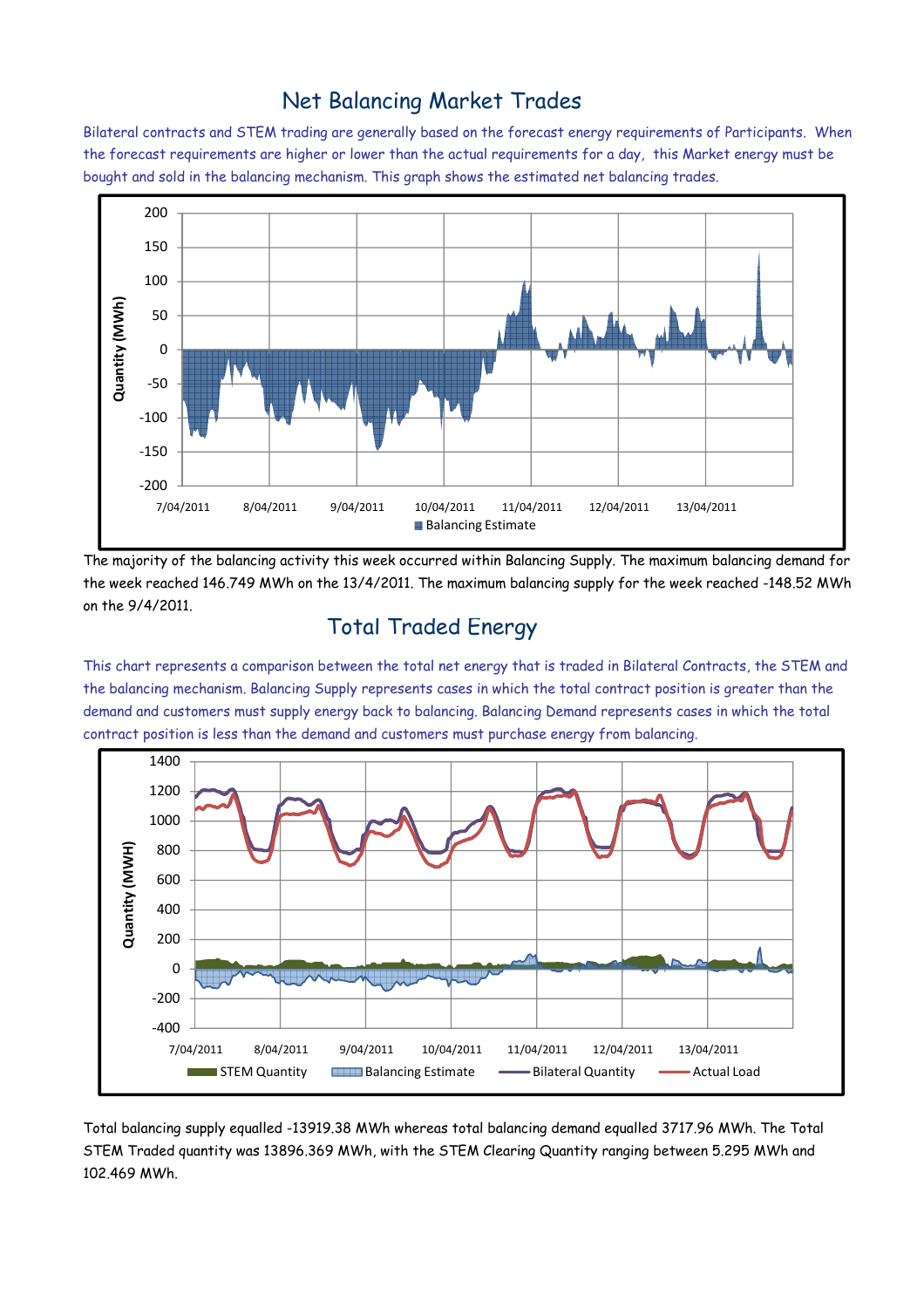# Net Balancing Market Trades

Bilateral contracts and STEM trading are generally based on the forecast energy requirements of Participants. When the forecast requirements are higher or lower than the actual requirements for a day, this Market energy must be bought and sold in the balancing mechanism. This graph shows the estimated net balancing trades.

The majority of the balancing activity this week occurred within Balancing Supply. The maximum balancing demand for the week reached 146.749 MWh on the 13/4/2011. The maximum balancing supply for the week reached -148.52 MWh on the 9/4/2011.

# Total Traded Energy

This chart represents a comparison between the total net energy that is traded in Bilateral Contracts, the STEM and the balancing mechanism. Balancing Supply represents cases in which the total contract position is greater than the demand and customers must supply energy back to balancing. Balancing Demand represents cases in which the total contract position is less than the demand and customers must purchase energy from balancing.

Total balancing supply equalled -13919.38 MWh whereas total balancing demand equalled 3717.96 MWh. The Total STEM Traded quantity was 13896.369 MWh, with the STEM Clearing Quantity ranging between 5.295 MWh and 102.469 MWh.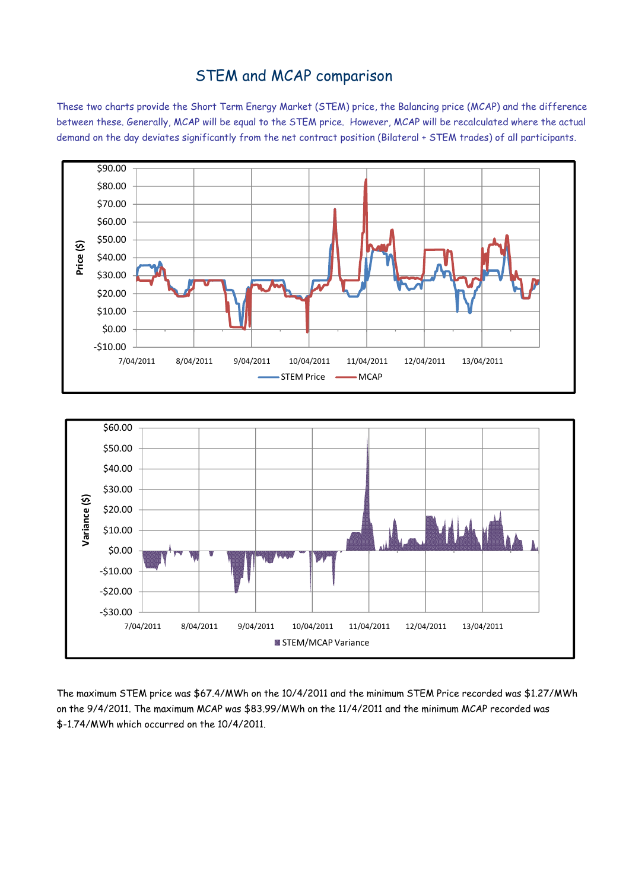# STEM and MCAP comparison

These two charts provide the Short Term Energy Market (STEM) price, the Balancing price (MCAP) and the difference between these. Generally, MCAP will be equal to the STEM price. However, MCAP will be recalculated where the actual demand on the day deviates significantly from the net contract position (Bilateral + STEM trades) of all participants.

Price ($)

$90.00
$80.00
$70.00
$60.00
$50.00
$40.00
$30.00
$20.00
$10.00
$0.00
-$10.00

7/04/2011 8/04/2011 9/04/2011 10/04/2011 11/04/2011 12/04/2011 13/04/2011

STEM Price MCAP

Variance ($)

$60.00
$50.00
$40.00
$30.00
$20.00
$10.00
$0.00
-$10.00
-$20.00
-$30.00

7/04/2011 8/04/2011 9/04/2011 10/04/2011 11/04/2011 12/04/2011 13/04/2011

STEM/MCAP Variance

The maximum STEM price was $67.4/MWh on the 10/4/2011 and the minimum STEM Price recorded was $1.27/MWh on the 9/4/2011. The maximum MCAP was $83.99/MWh on the 11/4/2011 and the minimum MCAP recorded was $-1.74/MWh which occurred on the 10/4/2011.